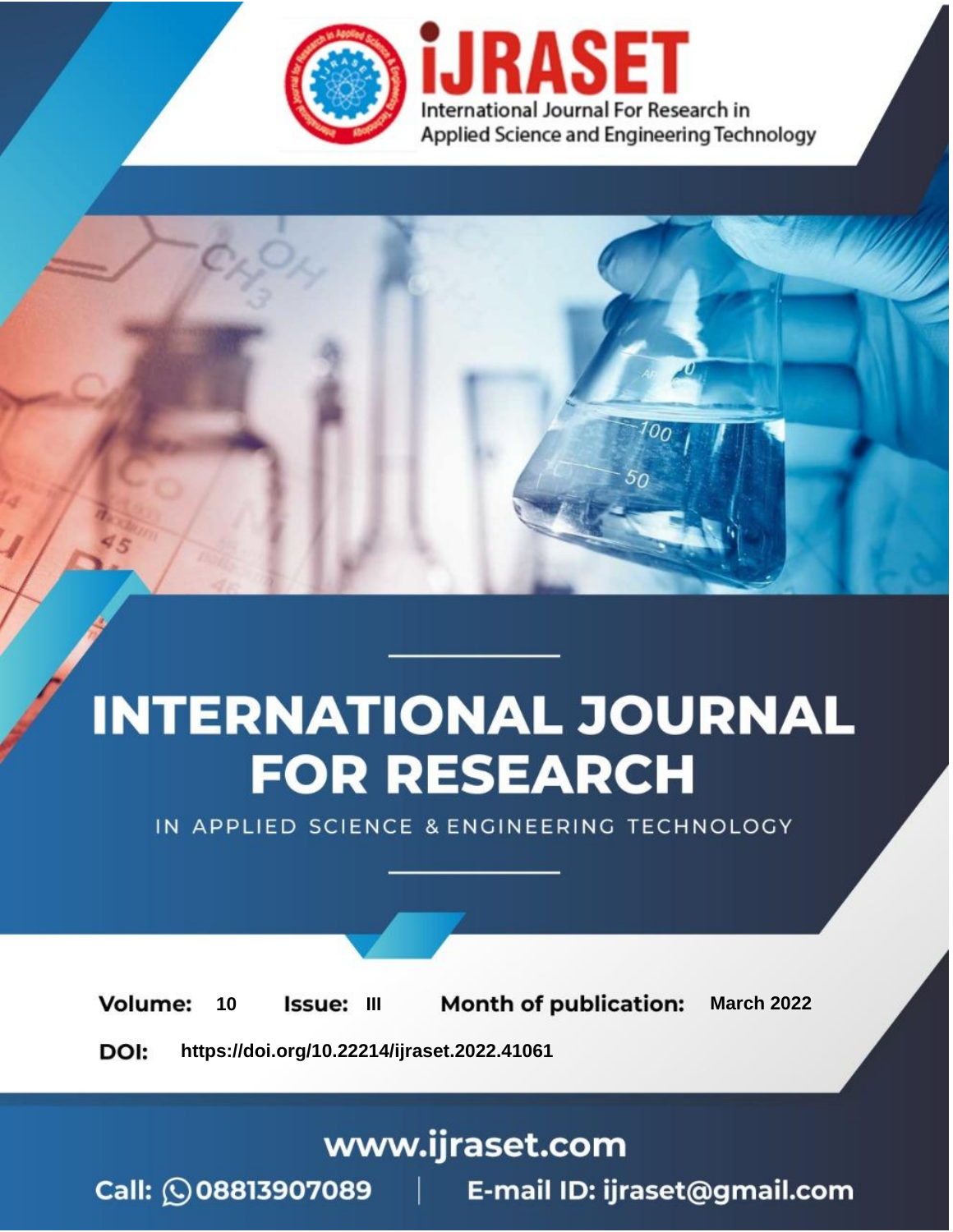# INTERNATIONAL JOURNAL FOR RESEARCH

IN APPLIED SCIENCE & ENGINEERING TECHNOLOGY

**Volume:** 10 **Issue:** III **Month of publication:** March 2022

**DOI:** https://doi.org/10.22214/ijraset.2022.41061

www.ijraset.com

Call: 08813907089 | E-mail ID: ijraset@gmail.com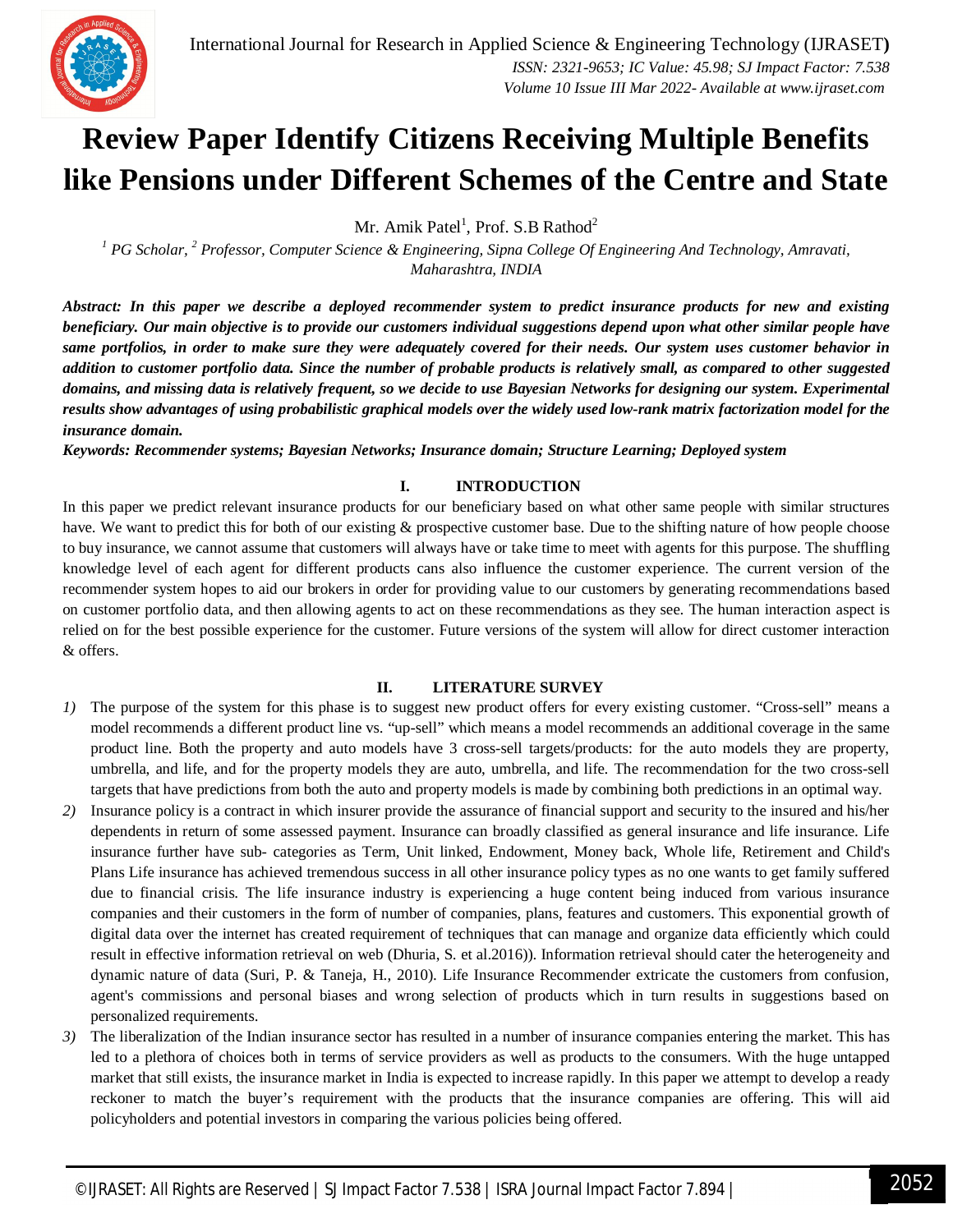# Review Paper Identify Citizens Receiving Multiple Benefits like Pensions under Different Schemes of the Centre and State

Mr. Amik Patel[1], Prof. S.B Rathod[2]

[1] PG Scholar, [2] Professor, Computer Science & Engineering, Sipna College Of Engineering And Technology, Amravati, Maharashtra, INDIA

***Abstract:** In this paper we describe a deployed recommender system to predict insurance products for new and existing beneficiary. Our main objective is to provide our customers individual suggestions depend upon what other similar people have same portfolios, in order to make sure they were adequately covered for their needs. Our system uses customer behavior in addition to customer portfolio data. Since the number of probable products is relatively small, as compared to other suggested domains, and missing data is relatively frequent, so we decide to use Bayesian Networks for designing our system. Experimental results show advantages of using probabilistic graphical models over the widely used low-rank matrix factorization model for the insurance domain.*

***Keywords:** Recommender systems; Bayesian Networks; Insurance domain; Structure Learning; Deployed system*

## I. INTRODUCTION

In this paper we predict relevant insurance products for our beneficiary based on what other same people with similar structures have. We want to predict this for both of our existing & prospective customer base. Due to the shifting nature of how people choose to buy insurance, we cannot assume that customers will always have or take time to meet with agents for this purpose. The shuffling knowledge level of each agent for different products cans also influence the customer experience. The current version of the recommender system hopes to aid our brokers in order for providing value to our customers by generating recommendations based on customer portfolio data, and then allowing agents to act on these recommendations as they see. The human interaction aspect is relied on for the best possible experience for the customer. Future versions of the system will allow for direct customer interaction & offers.

## II. LITERATURE SURVEY

1) The purpose of the system for this phase is to suggest new product offers for every existing customer. "Cross-sell" means a model recommends a different product line vs. "up-sell" which means a model recommends an additional coverage in the same product line. Both the property and auto models have 3 cross-sell targets/products: for the auto models they are property, umbrella, and life, and for the property models they are auto, umbrella, and life. The recommendation for the two cross-sell targets that have predictions from both the auto and property models is made by combining both predictions in an optimal way.
2) Insurance policy is a contract in which insurer provide the assurance of financial support and security to the insured and his/her dependents in return of some assessed payment. Insurance can broadly classified as general insurance and life insurance. Life insurance further have sub- categories as Term, Unit linked, Endowment, Money back, Whole life, Retirement and Child's Plans Life insurance has achieved tremendous success in all other insurance policy types as no one wants to get family suffered due to financial crisis. The life insurance industry is experiencing a huge content being induced from various insurance companies and their customers in the form of number of companies, plans, features and customers. This exponential growth of digital data over the internet has created requirement of techniques that can manage and organize data efficiently which could result in effective information retrieval on web (Dhuria, S. et al.2016)). Information retrieval should cater the heterogeneity and dynamic nature of data (Suri, P. & Taneja, H., 2010). Life Insurance Recommender extricate the customers from confusion, agent's commissions and personal biases and wrong selection of products which in turn results in suggestions based on personalized requirements.
3) The liberalization of the Indian insurance sector has resulted in a number of insurance companies entering the market. This has led to a plethora of choices both in terms of service providers as well as products to the consumers. With the huge untapped market that still exists, the insurance market in India is expected to increase rapidly. In this paper we attempt to develop a ready reckoner to match the buyer's requirement with the products that the insurance companies are offering. This will aid policyholders and potential investors in comparing the various policies being offered.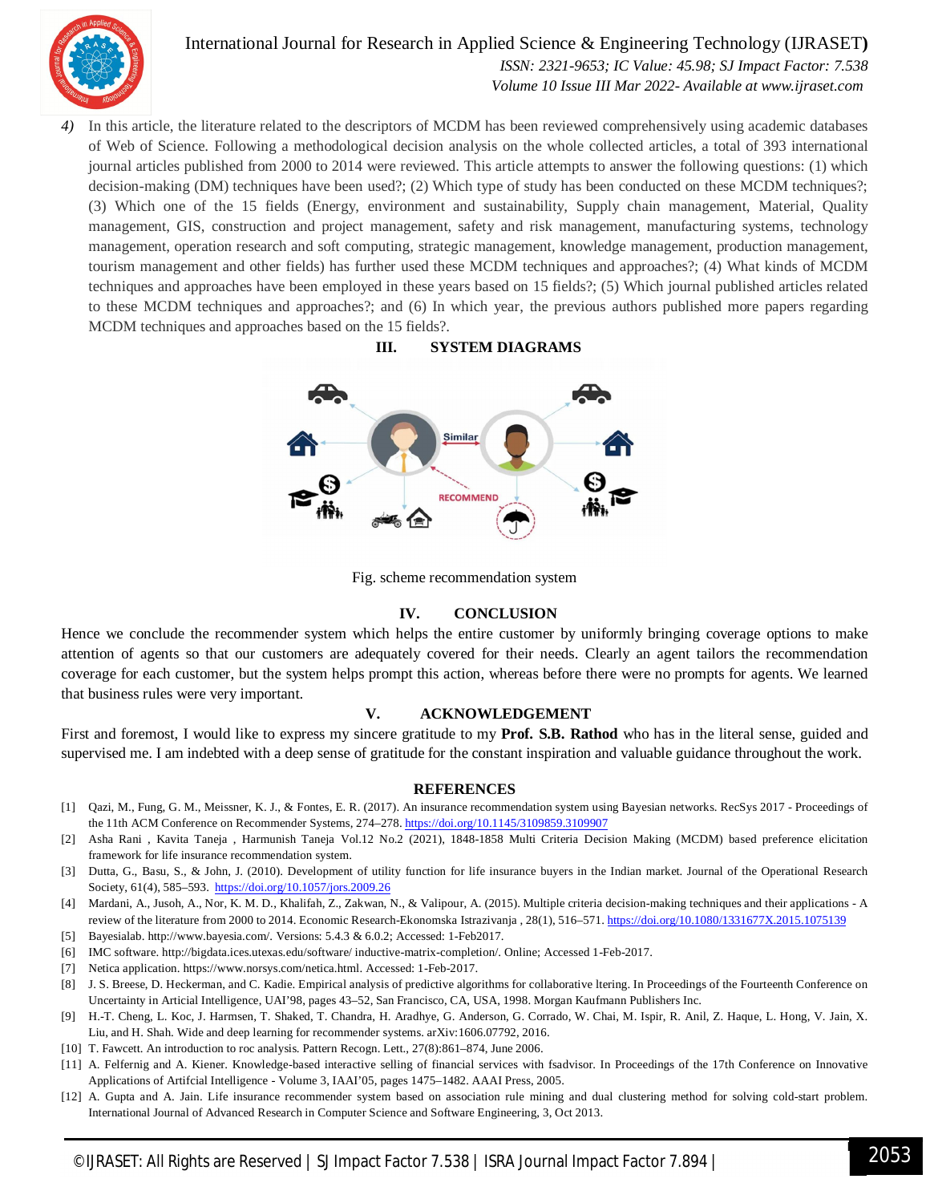4) In this article, the literature related to the descriptors of MCDM has been reviewed comprehensively using academic databases of Web of Science. Following a methodological decision analysis on the whole collected articles, a total of 393 international journal articles published from 2000 to 2014 were reviewed. This article attempts to answer the following questions: (1) which decision-making (DM) techniques have been used?; (2) Which type of study has been conducted on these MCDM techniques?; (3) Which one of the 15 fields (Energy, environment and sustainability, Supply chain management, Material, Quality management, GIS, construction and project management, safety and risk management, manufacturing systems, technology management, operation research and soft computing, strategic management, knowledge management, production management, tourism management and other fields) has further used these MCDM techniques and approaches?; (4) What kinds of MCDM techniques and approaches have been employed in these years based on 15 fields?; (5) Which journal published articles related to these MCDM techniques and approaches?; and (6) In which year, the previous authors published more papers regarding MCDM techniques and approaches based on the 15 fields?.

## III. SYSTEM DIAGRAMS

Fig. scheme recommendation system

## IV. CONCLUSION

Hence we conclude the recommender system which helps the entire customer by uniformly bringing coverage options to make attention of agents so that our customers are adequately covered for their needs. Clearly an agent tailors the recommendation coverage for each customer, but the system helps prompt this action, whereas before there were no prompts for agents. We learned that business rules were very important.

## V. ACKNOWLEDGEMENT

First and foremost, I would like to express my sincere gratitude to my **Prof. S.B. Rathod** who has in the literal sense, guided and supervised me. I am indebted with a deep sense of gratitude for the constant inspiration and valuable guidance throughout the work.

## REFERENCES

[1] Qazi, M., Fung, G. M., Meissner, K. J., & Fontes, E. R. (2017). An insurance recommendation system using Bayesian networks. RecSys 2017 - Proceedings of the 11th ACM Conference on Recommender Systems, 274–278. https://doi.org/10.1145/3109859.3109907

[2] Asha Rani , Kavita Taneja , Harmunish Taneja Vol.12 No.2 (2021), 1848-1858 Multi Criteria Decision Making (MCDM) based preference elicitation framework for life insurance recommendation system.

[3] Dutta, G., Basu, S., & John, J. (2010). Development of utility function for life insurance buyers in the Indian market. Journal of the Operational Research Society, 61(4), 585–593. https://doi.org/10.1057/jors.2009.26

[4] Mardani, A., Jusoh, A., Nor, K. M. D., Khalifah, Z., Zakwan, N., & Valipour, A. (2015). Multiple criteria decision-making techniques and their applications - A review of the literature from 2000 to 2014. Economic Research-Ekonomska Istrazivanja , 28(1), 516–571. https://doi.org/10.1080/1331677X.2015.1075139

[5] Bayesialab. http://www.bayesia.com/. Versions: 5.4.3 & 6.0.2; Accessed: 1-Feb2017.

[6] IMC software. http://bigdata.ices.utexas.edu/software/ inductive-matrix-completion/. Online; Accessed 1-Feb-2017.

[7] Netica application. https://www.norsys.com/netica.html. Accessed: 1-Feb-2017.

[8] J. S. Breese, D. Heckerman, and C. Kadie. Empirical analysis of predictive algorithms for collaborative ltering. In Proceedings of the Fourteenth Conference on Uncertainty in Articial Intelligence, UAI'98, pages 43–52, San Francisco, CA, USA, 1998. Morgan Kaufmann Publishers Inc.

[9] H.-T. Cheng, L. Koc, J. Harmsen, T. Shaked, T. Chandra, H. Aradhye, G. Anderson, G. Corrado, W. Chai, M. Ispir, R. Anil, Z. Haque, L. Hong, V. Jain, X. Liu, and H. Shah. Wide and deep learning for recommender systems. arXiv:1606.07792, 2016.

[10] T. Fawcett. An introduction to roc analysis. Pattern Recogn. Lett., 27(8):861–874, June 2006.

[11] A. Felfernig and A. Kiener. Knowledge-based interactive selling of financial services with fsadvisor. In Proceedings of the 17th Conference on Innovative Applications of Artficial Intelligence - Volume 3, IAAI'05, pages 1475–1482. AAAI Press, 2005.

[12] A. Gupta and A. Jain. Life insurance recommender system based on association rule mining and dual clustering method for solving cold-start problem. International Journal of Advanced Research in Computer Science and Software Engineering, 3, Oct 2013.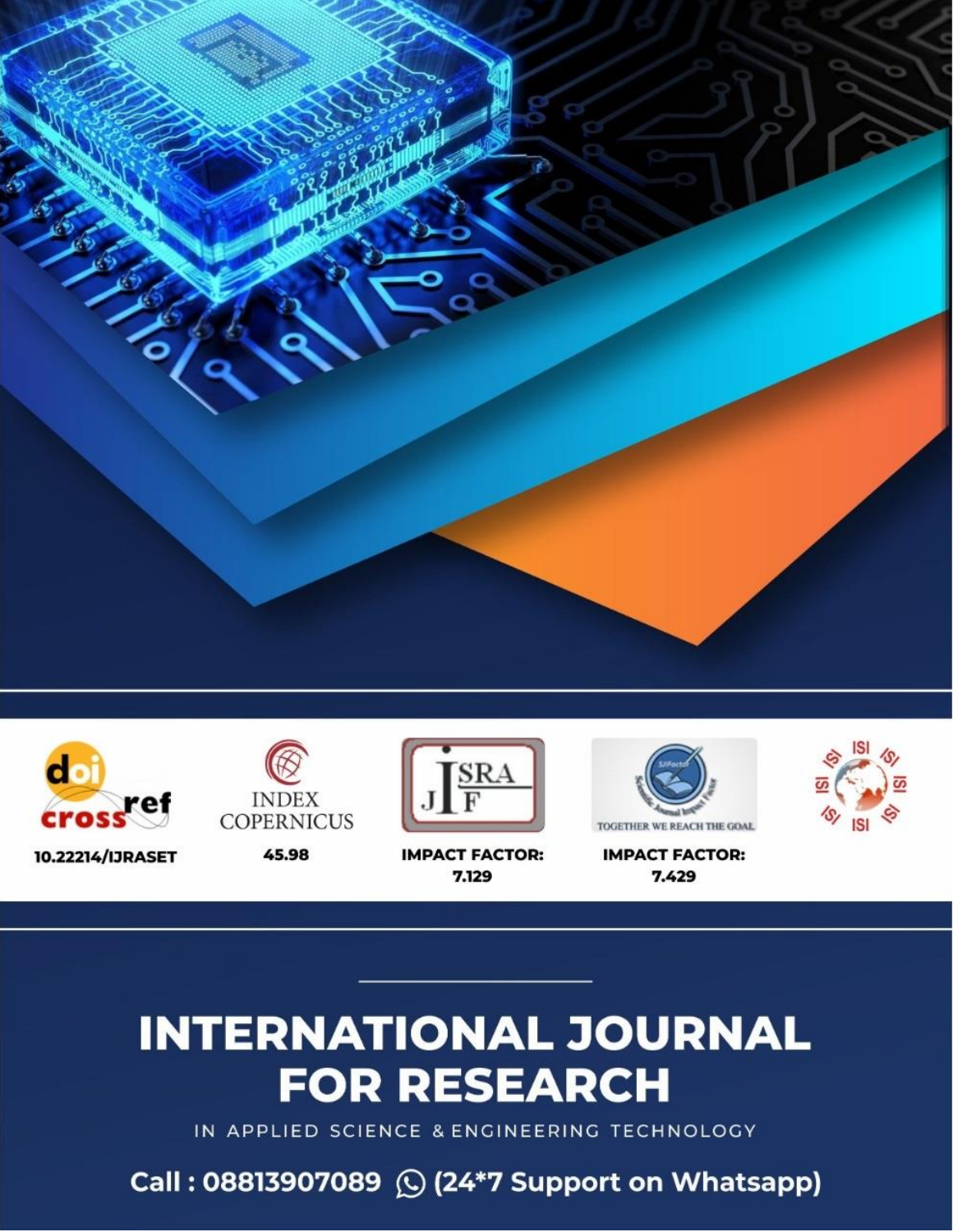10.22214/IJRASET

INDEX COPERNICUS

45.98

IMPACT FACTOR: 7.129

IMPACT FACTOR: 7.429

# INTERNATIONAL JOURNAL FOR RESEARCH

IN APPLIED SCIENCE & ENGINEERING TECHNOLOGY

Call : 08813907089 (24*7 Support on Whatsapp)